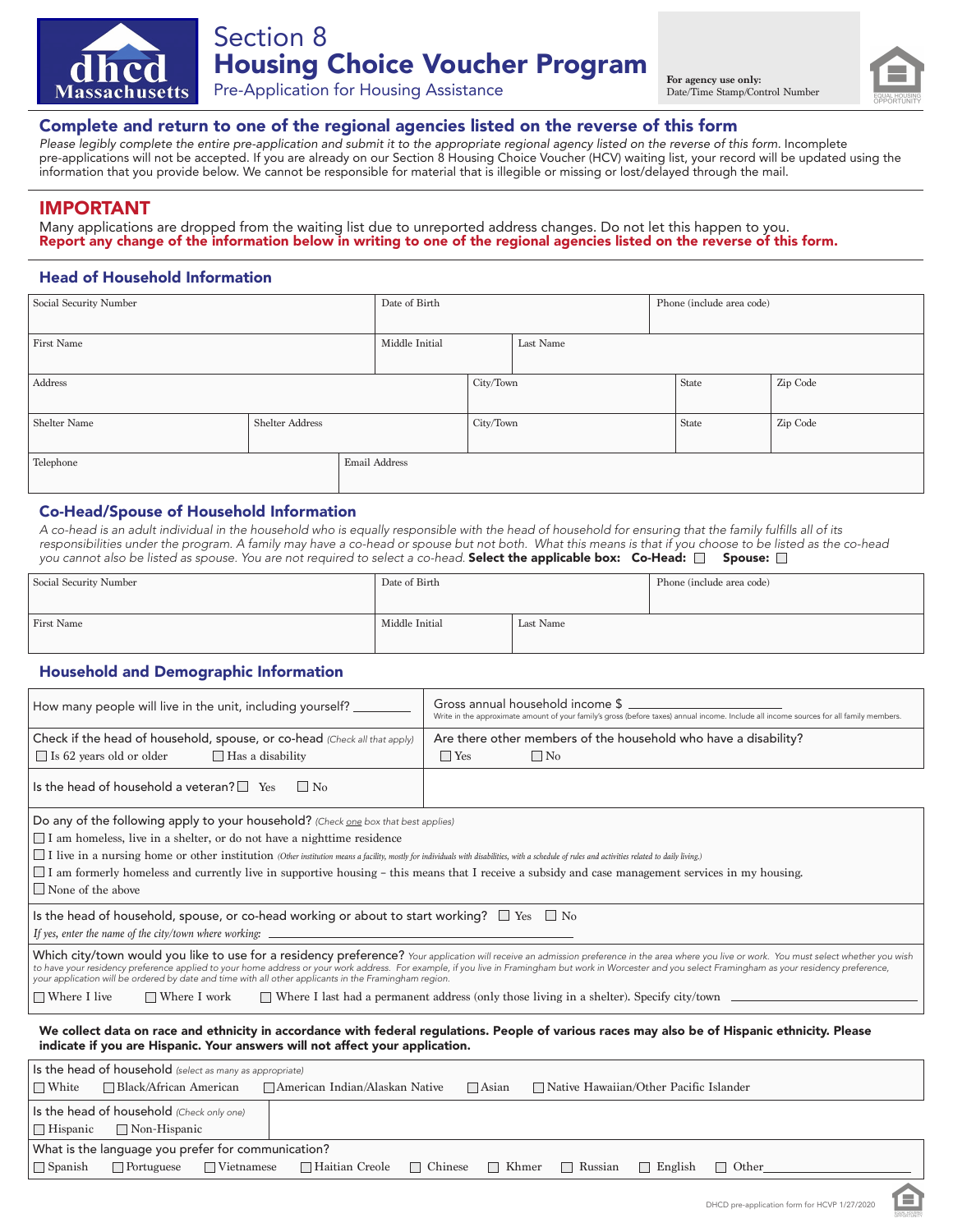dhcd Massachusetts

# Section 8
# Housing Choice Voucher Program
Pre-Application for Housing Assistance

**For agency use only:**
Date/Time Stamp/Control Number

EQUAL HOUSING OPPORTUNITY

## Complete and return to one of the regional agencies listed on the reverse of this form

*Please legibly complete the entire pre-application and submit it to the appropriate regional agency listed on the reverse of this form.* Incomplete pre-applications will not be accepted. If you are already on our Section 8 Housing Choice Voucher (HCV) waiting list, your record will be updated using the information that you provide below. We cannot be responsible for material that is illegible or missing or lost/delayed through the mail.

## IMPORTANT

Many applications are dropped from the waiting list due to unreported address changes. Do not let this happen to you.
**Report any change of the information below in writing to one of the regional agencies listed on the reverse of this form.**

### Head of Household Information

| Social Security Number | | Date of Birth | | Phone (include area code) | |
|---|---|---|---|---|---|
| First Name | | Middle Initial | Last Name | | |
| Address | | | City/Town | State | Zip Code |
| Shelter Name | Shelter Address | | City/Town | State | Zip Code |
| Telephone | Email Address | | | | |

### Co-Head/Spouse of Household Information

*A co-head is an adult individual in the household who is equally responsible with the head of household for ensuring that the family fulfills all of its responsibilities under the program. A family may have a co-head or spouse but not both. What this means is that if you choose to be listed as the co-head you cannot also be listed as spouse. You are not required to select a co-head.* **Select the applicable box: Co-Head: ☐ Spouse: ☐**

| Social Security Number | Date of Birth | | Phone (include area code) |
|---|---|---|---|
| First Name | Middle Initial | Last Name | |

### Household and Demographic Information

| | |
|---|---|
| How many people will live in the unit, including yourself? ________ | Gross annual household income $ ________ <br> Write in the approximate amount of your family's gross (before taxes) annual income. Include all income sources for all family members. |
| Check if the head of household, spouse, or co-head *(Check all that apply)* <br> ☐ Is 62 years old or older ☐ Has a disability | Are there other members of the household who have a disability? <br> ☐ Yes ☐ No |
| Is the head of household a veteran? ☐ Yes ☐ No | |

Do any of the following apply to your household? *(Check one box that best applies)*
- ☐ I am homeless, live in a shelter, or do not have a nighttime residence
- ☐ I live in a nursing home or other institution *(Other institution means a facility, mostly for individuals with disabilities, with a schedule of rules and activities related to daily living.)*
- ☐ I am formerly homeless and currently live in supportive housing – this means that I receive a subsidy and case management services in my housing.
- ☐ None of the above

Is the head of household, spouse, or co-head working or about to start working? ☐ Yes ☐ No
*If yes, enter the name of the city/town where working:* ________________

Which city/town would you like to use for a residency preference? *Your application will receive an admission preference in the area where you live or work. You must select whether you wish to have your residency preference applied to your home address or your work address. For example, if you live in Framingham but work in Worcester and you select Framingham as your residency preference, your application will be ordered by date and time with all other applicants in the Framingham region.*

☐ Where I live ☐ Where I work ☐ Where I last had a permanent address (only those living in a shelter). Specify city/town ________________

**We collect data on race and ethnicity in accordance with federal regulations. People of various races may also be of Hispanic ethnicity. Please indicate if you are Hispanic. Your answers will not affect your application.**

Is the head of household *(select as many as appropriate)*
☐ White ☐ Black/African American ☐ American Indian/Alaskan Native ☐ Asian ☐ Native Hawaiian/Other Pacific Islander

Is the head of household *(Check only one)*
☐ Hispanic ☐ Non-Hispanic

What is the language you prefer for communication?
☐ Spanish ☐ Portuguese ☐ Vietnamese ☐ Haitian Creole ☐ Chinese ☐ Khmer ☐ Russian ☐ English ☐ Other________________

DHCD pre-application form for HCVP 1/27/2020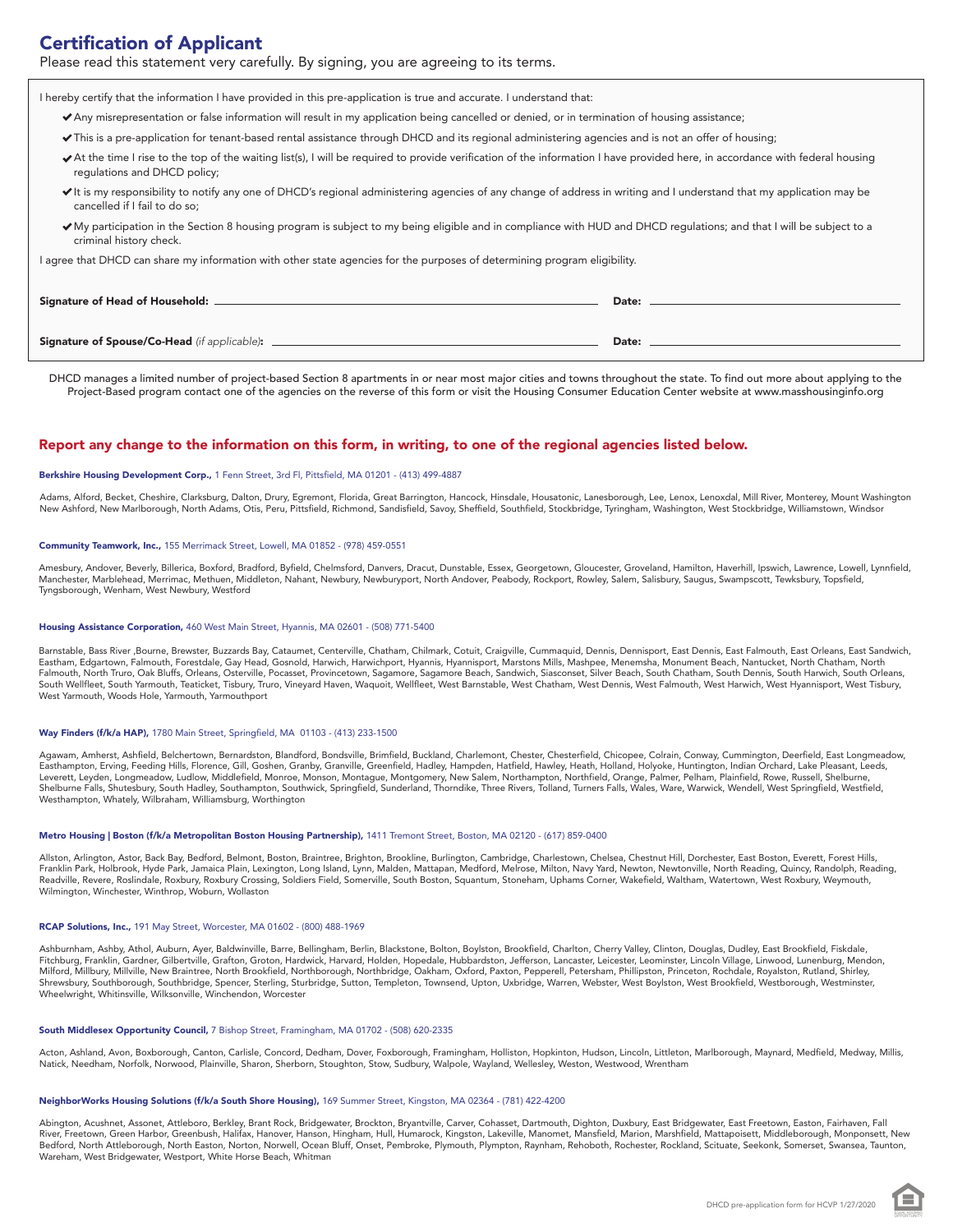## Certification of Applicant

Please read this statement very carefully. By signing, you are agreeing to its terms.

I hereby certify that the information I have provided in this pre-application is true and accurate. I understand that:

- ✔ Any misrepresentation or false information will result in my application being cancelled or denied, or in termination of housing assistance;
- ✔ This is a pre-application for tenant-based rental assistance through DHCD and its regional administering agencies and is not an offer of housing;
- ✔ At the time I rise to the top of the waiting list(s), I will be required to provide verification of the information I have provided here, in accordance with federal housing regulations and DHCD policy;
- ✔ It is my responsibility to notify any one of DHCD's regional administering agencies of any change of address in writing and I understand that my application may be cancelled if I fail to do so;
- ✔ My participation in the Section 8 housing program is subject to my being eligible and in compliance with HUD and DHCD regulations; and that I will be subject to a criminal history check.

I agree that DHCD can share my information with other state agencies for the purposes of determining program eligibility.

**Signature of Head of Household:** ______________________ **Date:** ______________

**Signature of Spouse/Co-Head** *(if applicable)***:** ______________________ **Date:** ______________

DHCD manages a limited number of project-based Section 8 apartments in or near most major cities and towns throughout the state. To find out more about applying to the Project-Based program contact one of the agencies on the reverse of this form or visit the Housing Consumer Education Center website at www.masshousinginfo.org

## Report any change to the information on this form, in writing, to one of the regional agencies listed below.

**Berkshire Housing Development Corp.,** 1 Fenn Street, 3rd Fl, Pittsfield, MA 01201 - (413) 499-4887

Adams, Alford, Becket, Cheshire, Clarksburg, Dalton, Drury, Egremont, Florida, Great Barrington, Hancock, Hinsdale, Housatonic, Lanesborough, Lee, Lenox, Lenoxdal, Mill River, Monterey, Mount Washington New Ashford, New Marlborough, North Adams, Otis, Peru, Pittsfield, Richmond, Sandisfield, Savoy, Sheffield, Southfield, Stockbridge, Tyringham, Washington, West Stockbridge, Williamstown, Windsor

**Community Teamwork, Inc.,** 155 Merrimack Street, Lowell, MA 01852 - (978) 459-0551

Amesbury, Andover, Beverly, Billerica, Boxford, Bradford, Byfield, Chelmsford, Danvers, Dracut, Dunstable, Essex, Georgetown, Gloucester, Groveland, Hamilton, Haverhill, Ipswich, Lawrence, Lowell, Lynnfield, Manchester, Marblehead, Merrimac, Methuen, Middleton, Nahant, Newbury, Newburyport, North Andover, Peabody, Rockport, Rowley, Salem, Salisbury, Saugus, Swampscott, Tewksbury, Topsfield, Tyngsborough, Wenham, West Newbury, Westford

**Housing Assistance Corporation,** 460 West Main Street, Hyannis, MA 02601 - (508) 771-5400

Barnstable, Bass River ,Bourne, Brewster, Buzzards Bay, Cataumet, Centerville, Chatham, Chilmark, Cotuit, Craigville, Cummaquid, Dennis, Dennisport, East Dennis, East Falmouth, East Orleans, East Sandwich, Eastham, Edgartown, Falmouth, Forestdale, Gay Head, Gosnold, Harwich, Harwichport, Hyannis, Hyannisport, Marstons Mills, Mashpee, Menemsha, Monument Beach, Nantucket, North Chatham, North Falmouth, North Truro, Oak Bluffs, Orleans, Osterville, Pocasset, Provincetown, Sagamore, Sagamore Beach, Sandwich, Siasconset, Silver Beach, South Chatham, South Dennis, South Harwich, South Orleans, South Wellfleet, South Yarmouth, Teaticket, Tisbury, Truro, Vineyard Haven, Waquoit, Wellfleet, West Barnstable, West Chatham, West Dennis, West Falmouth, West Harwich, West Hyannisport, West Tisbury, West Yarmouth, Woods Hole, Yarmouth, Yarmouthport

**Way Finders (f/k/a HAP),** 1780 Main Street, Springfield, MA 01103 - (413) 233-1500

Agawam, Amherst, Ashfield, Belchertown, Bernardston, Blandford, Bondsville, Brimfield, Buckland, Charlemont, Chester, Chesterfield, Chicopee, Colrain, Conway, Cummington, Deerfield, East Longmeadow, Easthampton, Erving, Feeding Hills, Florence, Gill, Goshen, Granby, Granville, Greenfield, Hadley, Hampden, Hatfield, Hawley, Heath, Holland, Holyoke, Huntington, Indian Orchard, Lake Pleasant, Leeds, Leverett, Leyden, Longmeadow, Ludlow, Middlefield, Monroe, Monson, Montague, Montgomery, New Salem, Northampton, Northfield, Orange, Palmer, Pelham, Plainfield, Rowe, Russell, Shelburne, Shelburne Falls, Shutesbury, South Hadley, Southampton, Southwick, Springfield, Sunderland, Thorndike, Three Rivers, Tolland, Turners Falls, Wales, Ware, Warwick, Wendell, West Springfield, Westfield, Westhampton, Whately, Wilbraham, Williamsburg, Worthington

**Metro Housing | Boston (f/k/a Metropolitan Boston Housing Partnership),** 1411 Tremont Street, Boston, MA 02120 - (617) 859-0400

Allston, Arlington, Astor, Back Bay, Bedford, Belmont, Boston, Braintree, Brighton, Brookline, Burlington, Cambridge, Charlestown, Chelsea, Chestnut Hill, Dorchester, East Boston, Everett, Forest Hills, Franklin Park, Holbrook, Hyde Park, Jamaica Plain, Lexington, Long Island, Lynn, Malden, Mattapan, Medford, Melrose, Milton, Navy Yard, Newton, Newtonville, North Reading, Quincy, Randolph, Reading, Readville, Revere, Roslindale, Roxbury, Roxbury Crossing, Soldiers Field, Somerville, South Boston, Squantum, Stoneham, Uphams Corner, Wakefield, Waltham, Watertown, West Roxbury, Weymouth, Wilmington, Winchester, Winthrop, Woburn, Wollaston

**RCAP Solutions, Inc.,** 191 May Street, Worcester, MA 01602 - (800) 488-1969

Ashburnham, Ashby, Athol, Auburn, Ayer, Baldwinville, Barre, Bellingham, Berlin, Blackstone, Bolton, Boylston, Brookfield, Charlton, Cherry Valley, Clinton, Douglas, Dudley, East Brookfield, Fiskdale, Fitchburg, Franklin, Gardner, Gilbertville, Grafton, Groton, Hardwick, Harvard, Holden, Hopedale, Hubbardston, Jefferson, Lancaster, Leicester, Leominster, Lincoln Village, Linwood, Lunenburg, Mendon, Milford, Millbury, Millville, New Braintree, North Brookfield, Northborough, Northbridge, Oakham, Oxford, Paxton, Pepperell, Petersham, Phillipston, Princeton, Rochdale, Royalston, Rutland, Shirley, Shrewsbury, Southborough, Southbridge, Spencer, Sterling, Sturbridge, Sutton, Templeton, Townsend, Upton, Uxbridge, Warren, Webster, West Boylston, West Brookfield, Westborough, Westminster, Wheelwright, Whitinsville, Wilksonville, Winchendon, Worcester

**South Middlesex Opportunity Council,** 7 Bishop Street, Framingham, MA 01702 - (508) 620-2335

Acton, Ashland, Avon, Boxborough, Canton, Carlisle, Concord, Dedham, Dover, Foxborough, Framingham, Holliston, Hopkinton, Hudson, Lincoln, Littleton, Marlborough, Maynard, Medfield, Medway, Millis, Natick, Needham, Norfolk, Norwood, Plainville, Sharon, Sherborn, Stoughton, Stow, Sudbury, Walpole, Wayland, Wellesley, Weston, Westwood, Wrentham

**NeighborWorks Housing Solutions (f/k/a South Shore Housing),** 169 Summer Street, Kingston, MA 02364 - (781) 422-4200

Abington, Acushnet, Assonet, Attleboro, Berkley, Brant Rock, Bridgewater, Brockton, Bryantville, Carver, Cohasset, Dartmouth, Dighton, Duxbury, East Bridgewater, East Freetown, Easton, Fairhaven, Fall River, Freetown, Green Harbor, Greenbush, Halifax, Hanover, Hanson, Hingham, Hull, Humarock, Kingston, Lakeville, Manomet, Mansfield, Marion, Marshfield, Mattapoisett, Middleborough, Monponsett, New Bedford, North Attleborough, North Easton, Norton, Norwell, Ocean Bluff, Onset, Pembroke, Plymouth, Plympton, Raynham, Rehoboth, Rochester, Rockland, Scituate, Seekonk, Somerset, Swansea, Taunton, Wareham, West Bridgewater, Westport, White Horse Beach, Whitman

DHCD pre-application form for HCVP 1/27/2020